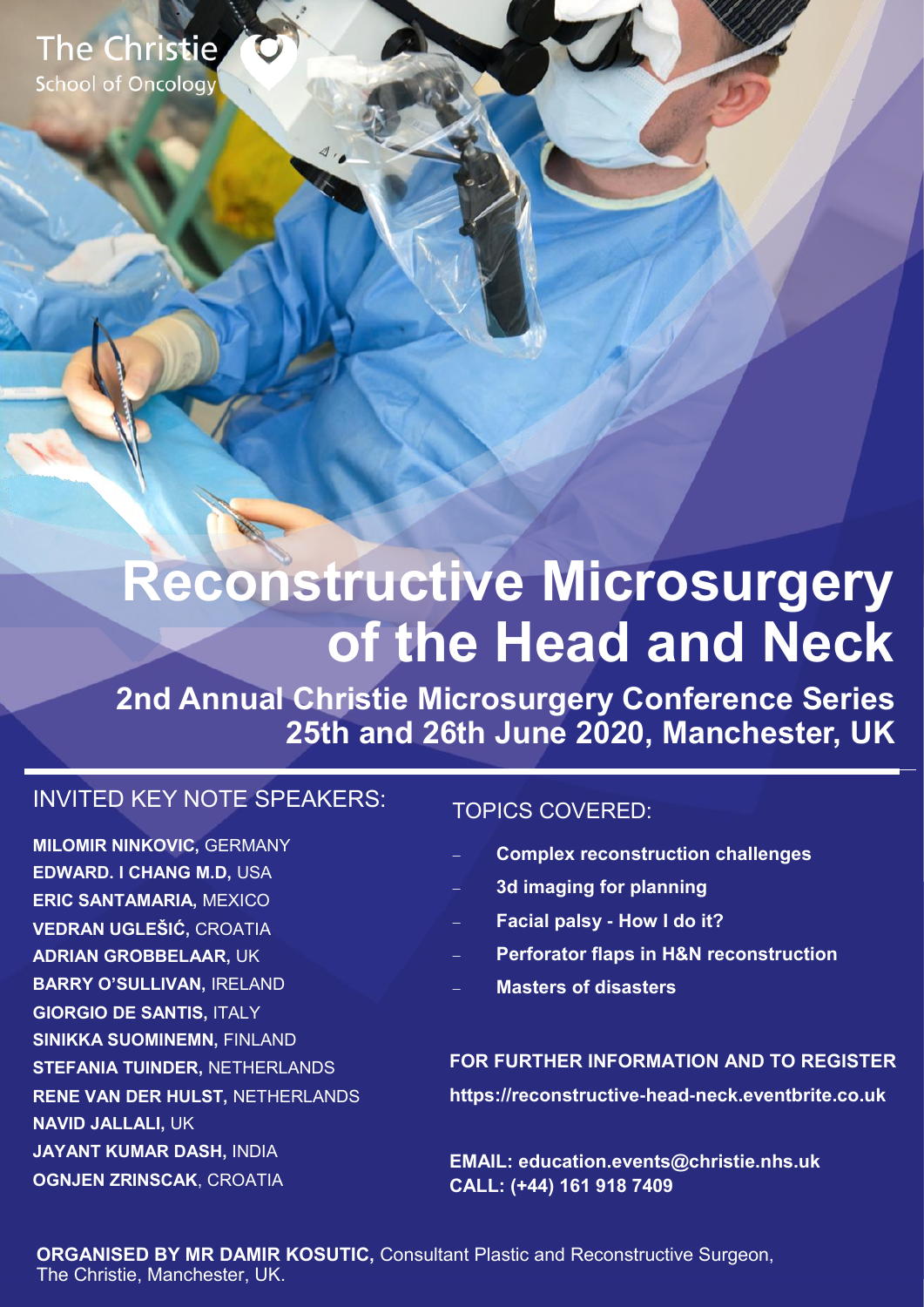The Christie
School of Oncology

# Reconstructive Microsurgery of the Head and Neck

## 2nd Annual Christie Microsurgery Conference Series
## 25th and 26th June 2020, Manchester, UK

### INVITED KEY NOTE SPEAKERS:

**MILOMIR NINKOVIC,** GERMANY
**EDWARD. I CHANG M.D,** USA
**ERIC SANTAMARIA,** MEXICO
**VEDRAN UGLEŠIĆ,** CROATIA
**ADRIAN GROBBELAAR**, UK
**BARRY O'SULLIVAN,** IRELAND
**GIORGIO DE SANTIS,** ITALY
**SINIKKA SUOMINEMN,** FINLAND
**STEFANIA TUINDER,** NETHERLANDS
**RENE VAN DER HULST,** NETHERLANDS
**NAVID JALLALI,** UK
**JAYANT KUMAR DASH,** INDIA
**OGNJEN ZRINSCAK**, CROATIA

### TOPICS COVERED:

- **Complex reconstruction challenges**
- **3d imaging for planning**
- **Facial palsy - How I do it?**
- **Perforator flaps in H&N reconstruction**
- **Masters of disasters**

**FOR FURTHER INFORMATION AND TO REGISTER**
**https://reconstructive-head-neck.eventbrite.co.uk**

**EMAIL: education.events@christie.nhs.uk**
**CALL: (+44) 161 918 7409**

**ORGANISED BY MR DAMIR KOSUTIC,** Consultant Plastic and Reconstructive Surgeon, The Christie, Manchester, UK.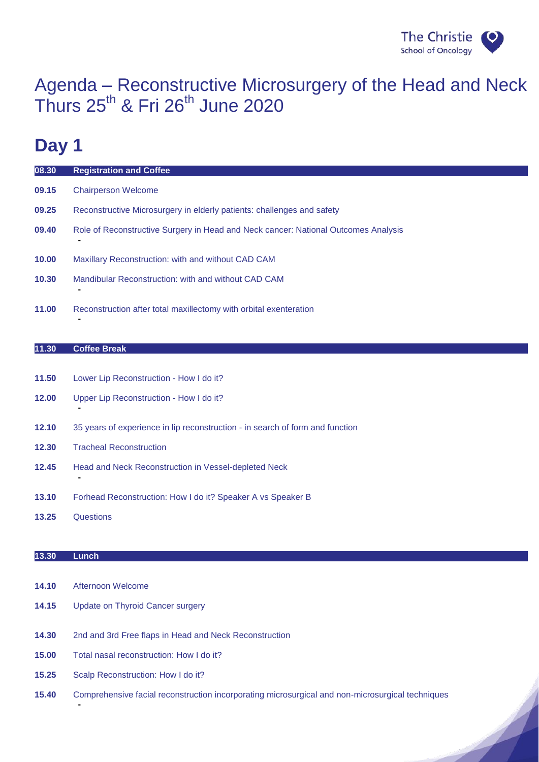# Agenda – Reconstructive Microsurgery of the Head and Neck

Thurs 25th & Fri 26th June 2020

## Day 1

| | |
|---|---|
| **08.30** | **Registration and Coffee** |
| **09.15** | Chairperson Welcome |
| **09.25** | Reconstructive Microsurgery in elderly patients: challenges and safety |
| **09.40** | Role of Reconstructive Surgery in Head and Neck cancer: National Outcomes Analysis - |
| **10.00** | Maxillary Reconstruction: with and without CAD CAM |
| **10.30** | Mandibular Reconstruction: with and without CAD CAM - |
| **11.00** | Reconstruction after total maxillectomy with orbital exenteration - |
| **11.30** | **Coffee Break** |
| **11.50** | Lower Lip Reconstruction - How I do it? |
| **12.00** | Upper Lip Reconstruction - How I do it? - |
| **12.10** | 35 years of experience in lip reconstruction - in search of form and function |
| **12.30** | Tracheal Reconstruction |
| **12.45** | Head and Neck Reconstruction in Vessel-depleted Neck - |
| **13.10** | Forhead Reconstruction: How I do it? Speaker A vs Speaker B |
| **13.25** | Questions |
| **13.30** | **Lunch** |
| **14.10** | Afternoon Welcome |
| **14.15** | Update on Thyroid Cancer surgery |
| **14.30** | 2nd and 3rd Free flaps in Head and Neck Reconstruction |
| **15.00** | Total nasal reconstruction: How I do it? |
| **15.25** | Scalp Reconstruction: How I do it? |
| **15.40** | Comprehensive facial reconstruction incorporating microsurgical and non-microsurgical techniques - |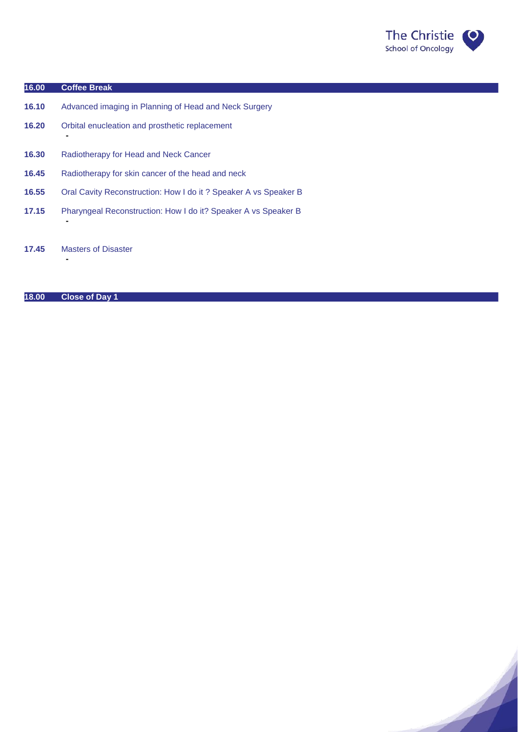| | |
|---|---|
| **16.00** | **Coffee Break** |
| **16.10** | Advanced imaging in Planning of Head and Neck Surgery |
| **16.20** | Orbital enucleation and prosthetic replacement<br>- |
| **16.30** | Radiotherapy for Head and Neck Cancer |
| **16.45** | Radiotherapy for skin cancer of the head and neck |
| **16.55** | Oral Cavity Reconstruction: How I do it ? Speaker A vs Speaker B |
| **17.15** | Pharyngeal Reconstruction: How I do it? Speaker A vs Speaker B<br>- |
| **17.45** | Masters of Disaster<br>- |
| **18.00** | **Close of Day 1** |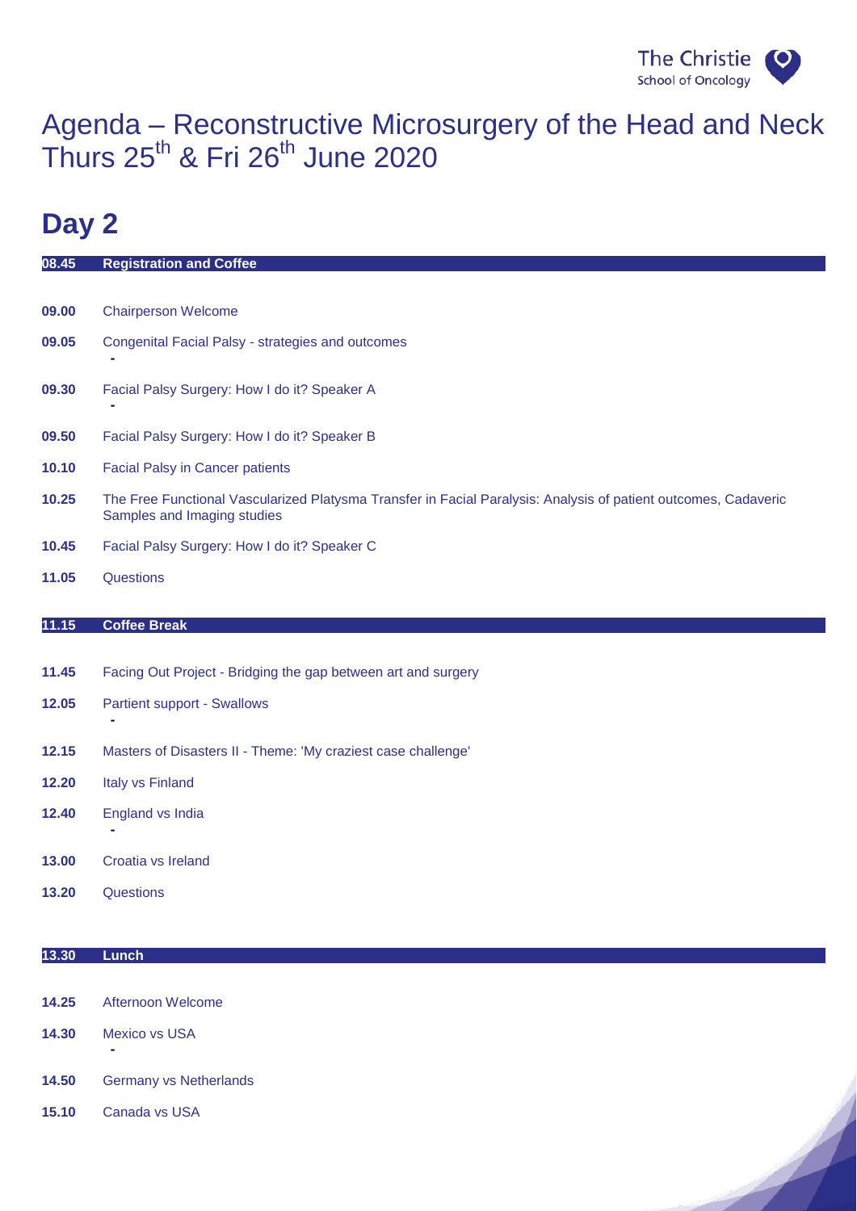# Agenda – Reconstructive Microsurgery of the Head and Neck Thurs 25th & Fri 26th June 2020

## Day 2

| | |
|---|---|
| **08.45** | **Registration and Coffee** |
| **09.00** | Chairperson Welcome |
| **09.05** | Congenital Facial Palsy - strategies and outcomes<br>- |
| **09.30** | Facial Palsy Surgery: How I do it? Speaker A<br>- |
| **09.50** | Facial Palsy Surgery: How I do it? Speaker B |
| **10.10** | Facial Palsy in Cancer patients |
| **10.25** | The Free Functional Vascularized Platysma Transfer in Facial Paralysis: Analysis of patient outcomes, Cadaveric Samples and Imaging studies |
| **10.45** | Facial Palsy Surgery: How I do it? Speaker C |
| **11.05** | Questions |
| **11.15** | **Coffee Break** |
| **11.45** | Facing Out Project - Bridging the gap between art and surgery |
| **12.05** | Partient support - Swallows<br>- |
| **12.15** | Masters of Disasters II - Theme: 'My craziest case challenge' |
| **12.20** | Italy vs Finland |
| **12.40** | England vs India<br>- |
| **13.00** | Croatia vs Ireland |
| **13.20** | Questions |
| **13.30** | **Lunch** |
| **14.25** | Afternoon Welcome |
| **14.30** | Mexico vs USA<br>- |
| **14.50** | Germany vs Netherlands |
| **15.10** | Canada vs USA |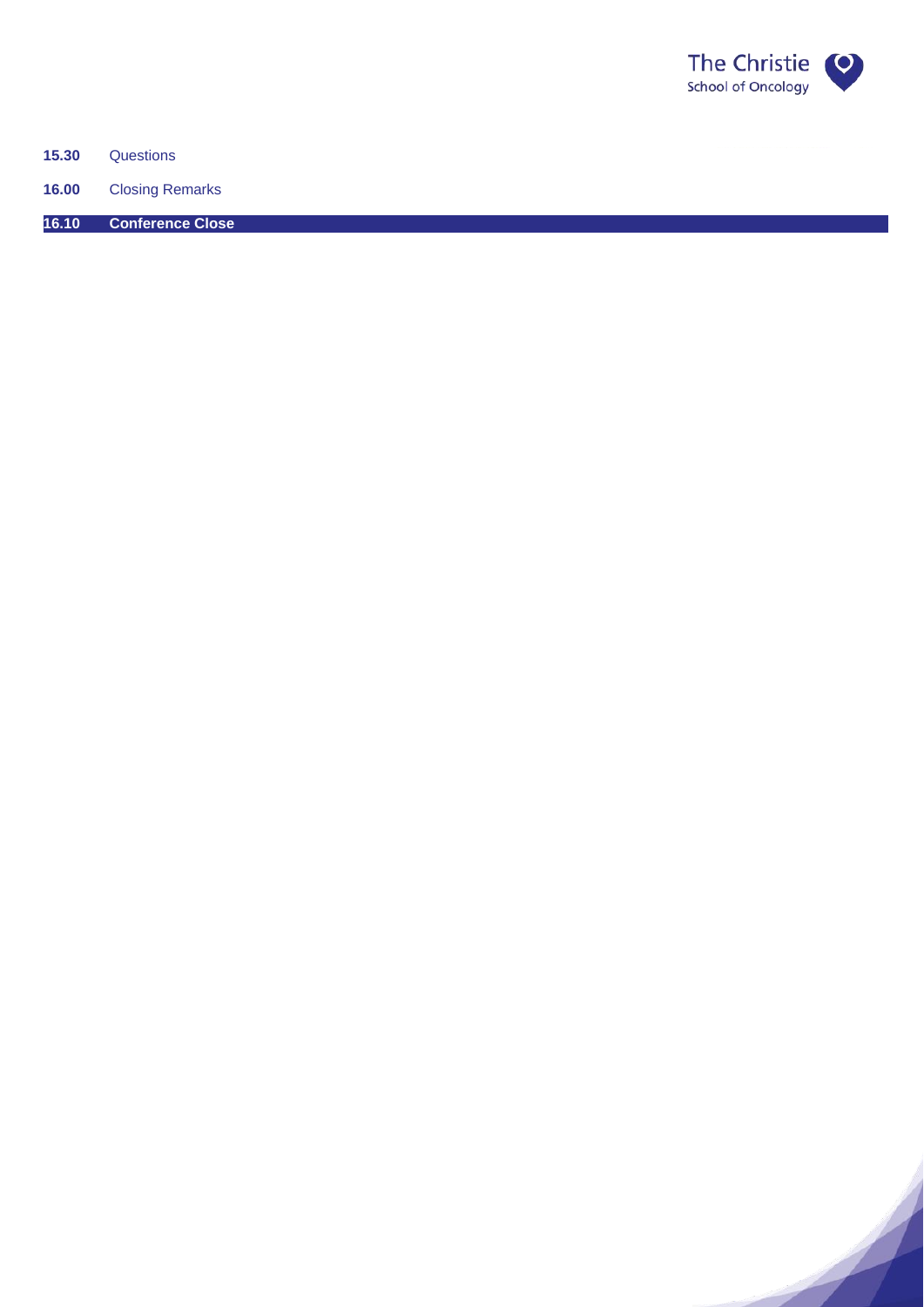**15.30** Questions

**16.00** Closing Remarks

**16.10** **Conference Close**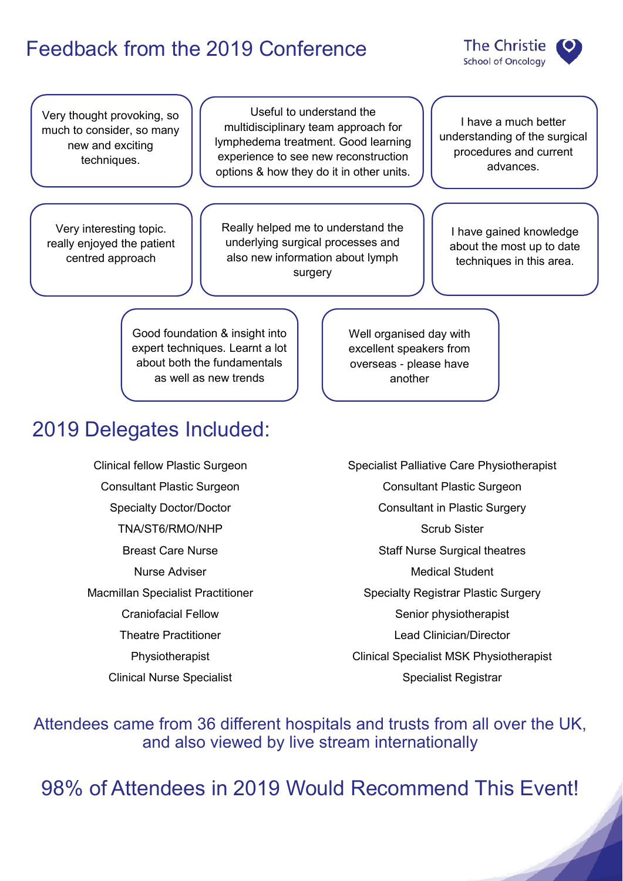# Feedback from the 2019 Conference

The Christie
School of Oncology

Very thought provoking, so much to consider, so many new and exciting techniques.

Useful to understand the multidisciplinary team approach for lymphedema treatment. Good learning experience to see new reconstruction options & how they do it in other units.

I have a much better understanding of the surgical procedures and current advances.

Very interesting topic. really enjoyed the patient centred approach

Really helped me to understand the underlying surgical processes and also new information about lymph surgery

I have gained knowledge about the most up to date techniques in this area.

Good foundation & insight into expert techniques. Learnt a lot about both the fundamentals as well as new trends

Well organised day with excellent speakers from overseas - please have another

## 2019 Delegates Included:

Clinical fellow Plastic Surgeon
Consultant Plastic Surgeon
Specialty Doctor/Doctor
TNA/ST6/RMO/NHP
Breast Care Nurse
Nurse Adviser
Macmillan Specialist Practitioner
Craniofacial Fellow
Theatre Practitioner
Physiotherapist
Clinical Nurse Specialist

Specialist Palliative Care Physiotherapist
Consultant Plastic Surgeon
Consultant in Plastic Surgery
Scrub Sister
Staff Nurse Surgical theatres
Medical Student
Specialty Registrar Plastic Surgery
Senior physiotherapist
Lead Clinician/Director
Clinical Specialist MSK Physiotherapist
Specialist Registrar

Attendees came from 36 different hospitals and trusts from all over the UK, and also viewed by live stream internationally

## 98% of Attendees in 2019 Would Recommend This Event!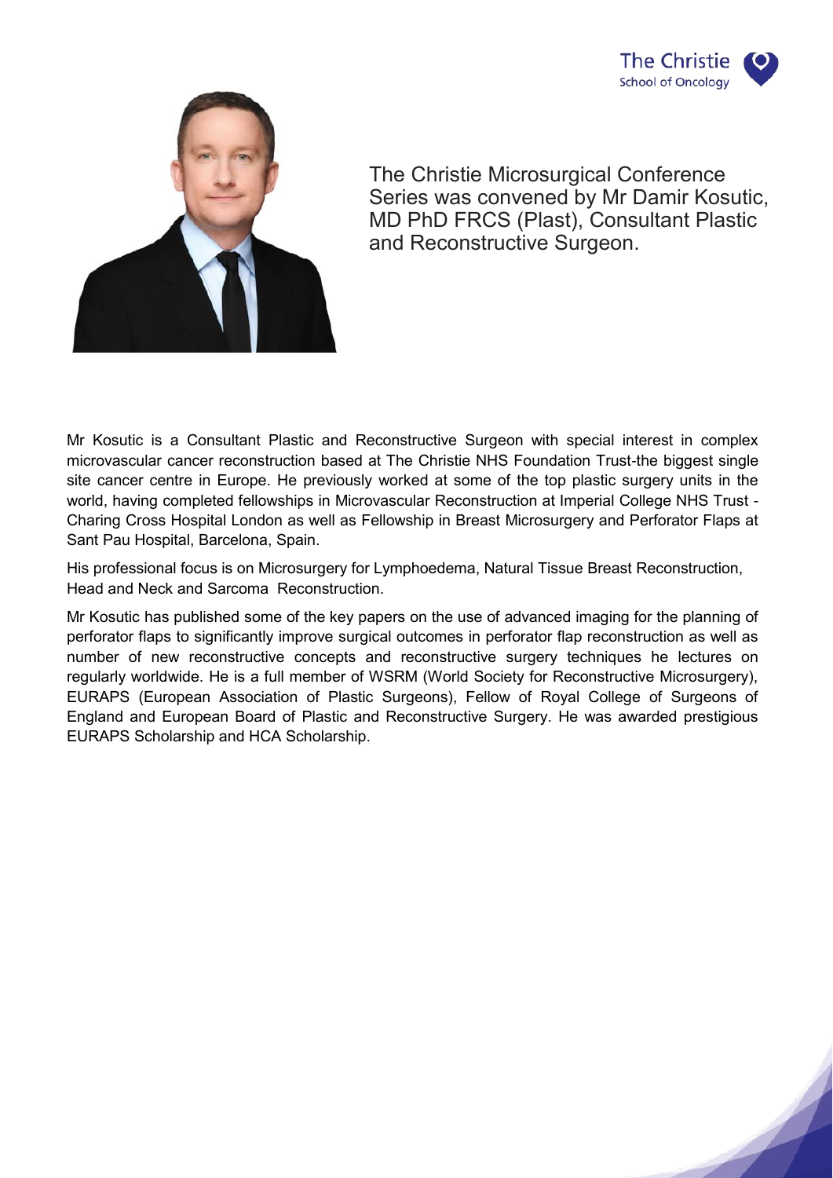The Christie Microsurgical Conference Series was convened by Mr Damir Kosutic, MD PhD FRCS (Plast), Consultant Plastic and Reconstructive Surgeon.

Mr Kosutic is a Consultant Plastic and Reconstructive Surgeon with special interest in complex microvascular cancer reconstruction based at The Christie NHS Foundation Trust-the biggest single site cancer centre in Europe. He previously worked at some of the top plastic surgery units in the world, having completed fellowships in Microvascular Reconstruction at Imperial College NHS Trust - Charing Cross Hospital London as well as Fellowship in Breast Microsurgery and Perforator Flaps at Sant Pau Hospital, Barcelona, Spain.

His professional focus is on Microsurgery for Lymphoedema, Natural Tissue Breast Reconstruction, Head and Neck and Sarcoma Reconstruction.

Mr Kosutic has published some of the key papers on the use of advanced imaging for the planning of perforator flaps to significantly improve surgical outcomes in perforator flap reconstruction as well as number of new reconstructive concepts and reconstructive surgery techniques he lectures on regularly worldwide. He is a full member of WSRM (World Society for Reconstructive Microsurgery), EURAPS (European Association of Plastic Surgeons), Fellow of Royal College of Surgeons of England and European Board of Plastic and Reconstructive Surgery. He was awarded prestigious EURAPS Scholarship and HCA Scholarship.